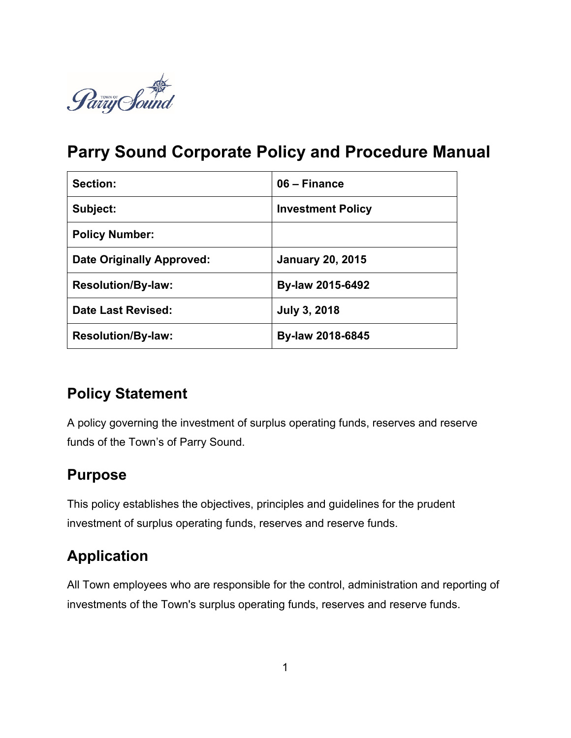# Parry Sound Corporate Policy and Procedure Manual

| Section: | 06 – Finance |
| --- | --- |
| Subject: | Investment Policy |
| Policy Number: | |
| Date Originally Approved: | January 20, 2015 |
| Resolution/By-law: | By-law 2015-6492 |
| Date Last Revised: | July 3, 2018 |
| Resolution/By-law: | By-law 2018-6845 |

## Policy Statement

A policy governing the investment of surplus operating funds, reserves and reserve funds of the Town's of Parry Sound.

## Purpose

This policy establishes the objectives, principles and guidelines for the prudent investment of surplus operating funds, reserves and reserve funds.

## Application

All Town employees who are responsible for the control, administration and reporting of investments of the Town's surplus operating funds, reserves and reserve funds.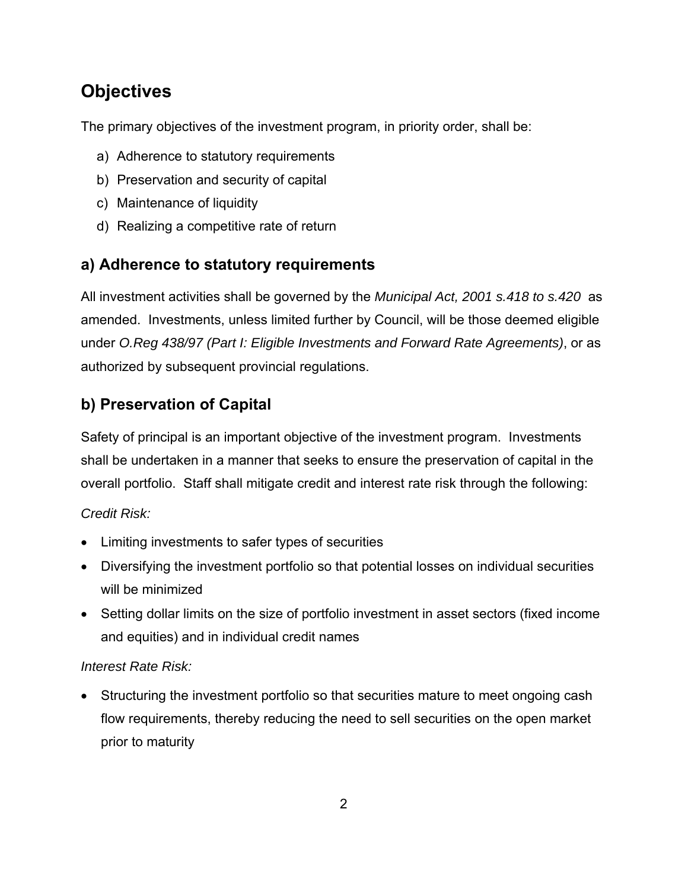# Objectives

The primary objectives of the investment program, in priority order, shall be:

a) Adherence to statutory requirements
b) Preservation and security of capital
c) Maintenance of liquidity
d) Realizing a competitive rate of return

## a) Adherence to statutory requirements

All investment activities shall be governed by the *Municipal Act, 2001 s.418 to s.420* as amended. Investments, unless limited further by Council, will be those deemed eligible under *O.Reg 438/97 (Part I: Eligible Investments and Forward Rate Agreements)*, or as authorized by subsequent provincial regulations.

## b) Preservation of Capital

Safety of principal is an important objective of the investment program. Investments shall be undertaken in a manner that seeks to ensure the preservation of capital in the overall portfolio. Staff shall mitigate credit and interest rate risk through the following:

*Credit Risk:*

- Limiting investments to safer types of securities
- Diversifying the investment portfolio so that potential losses on individual securities will be minimized
- Setting dollar limits on the size of portfolio investment in asset sectors (fixed income and equities) and in individual credit names

*Interest Rate Risk:*

- Structuring the investment portfolio so that securities mature to meet ongoing cash flow requirements, thereby reducing the need to sell securities on the open market prior to maturity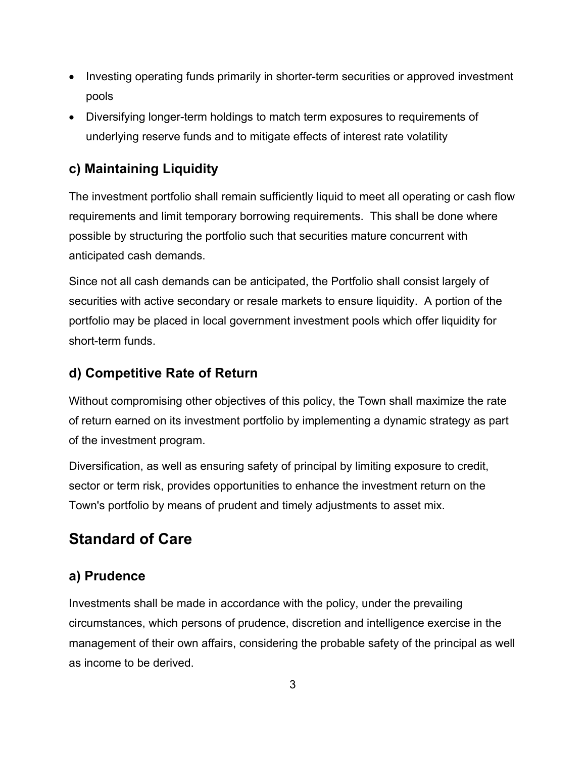- Investing operating funds primarily in shorter-term securities or approved investment pools
- Diversifying longer-term holdings to match term exposures to requirements of underlying reserve funds and to mitigate effects of interest rate volatility

### c) Maintaining Liquidity

The investment portfolio shall remain sufficiently liquid to meet all operating or cash flow requirements and limit temporary borrowing requirements. This shall be done where possible by structuring the portfolio such that securities mature concurrent with anticipated cash demands.

Since not all cash demands can be anticipated, the Portfolio shall consist largely of securities with active secondary or resale markets to ensure liquidity. A portion of the portfolio may be placed in local government investment pools which offer liquidity for short-term funds.

### d) Competitive Rate of Return

Without compromising other objectives of this policy, the Town shall maximize the rate of return earned on its investment portfolio by implementing a dynamic strategy as part of the investment program.

Diversification, as well as ensuring safety of principal by limiting exposure to credit, sector or term risk, provides opportunities to enhance the investment return on the Town's portfolio by means of prudent and timely adjustments to asset mix.

## Standard of Care

### a) Prudence

Investments shall be made in accordance with the policy, under the prevailing circumstances, which persons of prudence, discretion and intelligence exercise in the management of their own affairs, considering the probable safety of the principal as well as income to be derived.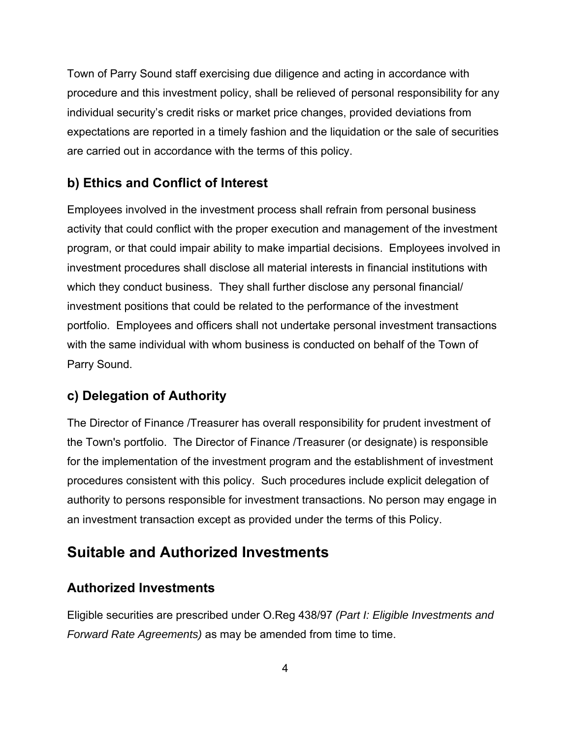Town of Parry Sound staff exercising due diligence and acting in accordance with procedure and this investment policy, shall be relieved of personal responsibility for any individual security's credit risks or market price changes, provided deviations from expectations are reported in a timely fashion and the liquidation or the sale of securities are carried out in accordance with the terms of this policy.

### b) Ethics and Conflict of Interest

Employees involved in the investment process shall refrain from personal business activity that could conflict with the proper execution and management of the investment program, or that could impair ability to make impartial decisions. Employees involved in investment procedures shall disclose all material interests in financial institutions with which they conduct business. They shall further disclose any personal financial/ investment positions that could be related to the performance of the investment portfolio. Employees and officers shall not undertake personal investment transactions with the same individual with whom business is conducted on behalf of the Town of Parry Sound.

### c) Delegation of Authority

The Director of Finance /Treasurer has overall responsibility for prudent investment of the Town's portfolio. The Director of Finance /Treasurer (or designate) is responsible for the implementation of the investment program and the establishment of investment procedures consistent with this policy. Such procedures include explicit delegation of authority to persons responsible for investment transactions. No person may engage in an investment transaction except as provided under the terms of this Policy.

## Suitable and Authorized Investments

### Authorized Investments

Eligible securities are prescribed under O.Reg 438/97 *(Part I: Eligible Investments and Forward Rate Agreements)* as may be amended from time to time.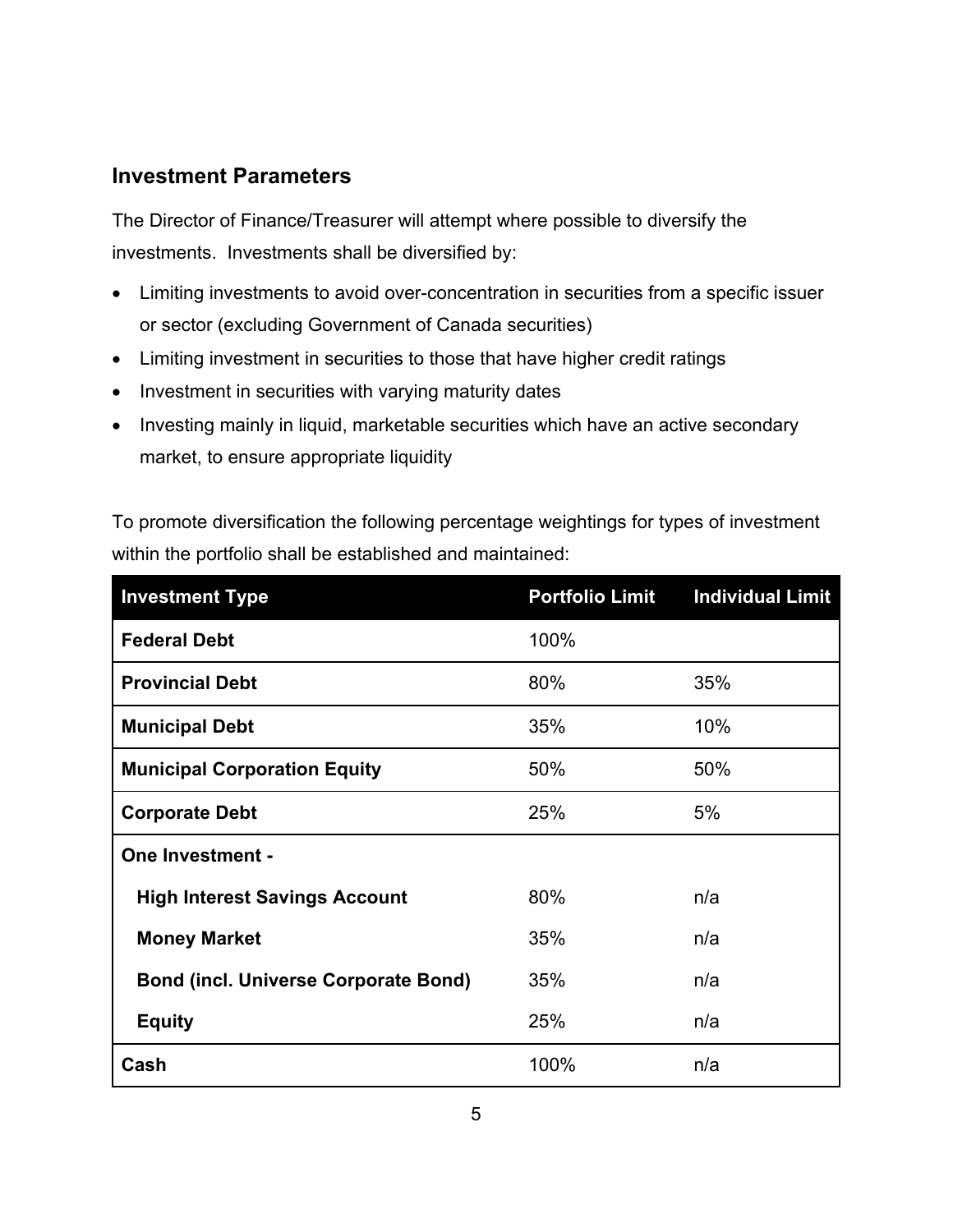## Investment Parameters

The Director of Finance/Treasurer will attempt where possible to diversify the investments. Investments shall be diversified by:

- Limiting investments to avoid over-concentration in securities from a specific issuer or sector (excluding Government of Canada securities)
- Limiting investment in securities to those that have higher credit ratings
- Investment in securities with varying maturity dates
- Investing mainly in liquid, marketable securities which have an active secondary market, to ensure appropriate liquidity

To promote diversification the following percentage weightings for types of investment within the portfolio shall be established and maintained:

| Investment Type | Portfolio Limit | Individual Limit |
|---|---|---|
| **Federal Debt** | 100% | |
| **Provincial Debt** | 80% | 35% |
| **Municipal Debt** | 35% | 10% |
| **Municipal Corporation Equity** | 50% | 50% |
| **Corporate Debt** | 25% | 5% |
| **One Investment -** | | |
| **High Interest Savings Account** | 80% | n/a |
| **Money Market** | 35% | n/a |
| **Bond (incl. Universe Corporate Bond)** | 35% | n/a |
| **Equity** | 25% | n/a |
| **Cash** | 100% | n/a |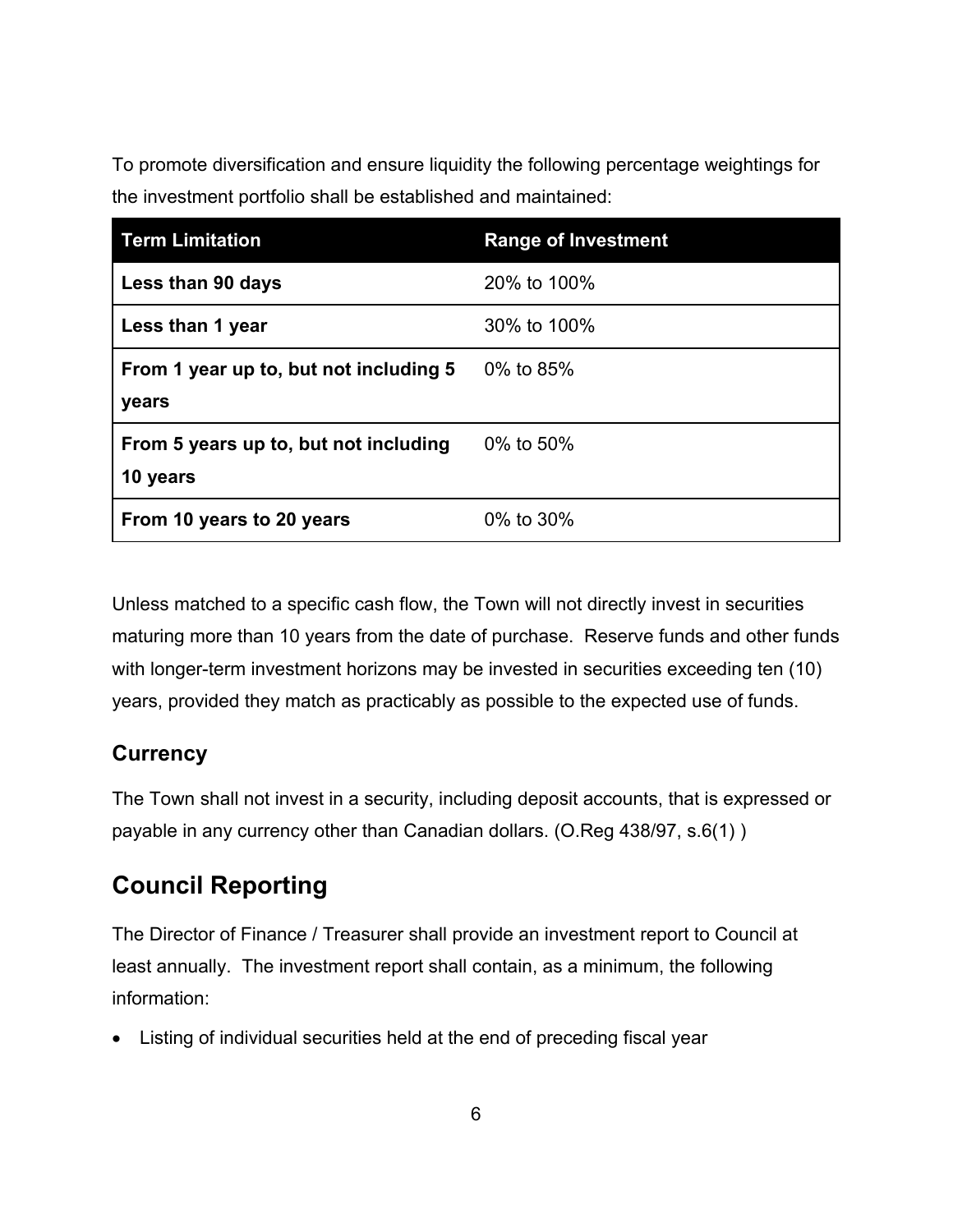To promote diversification and ensure liquidity the following percentage weightings for the investment portfolio shall be established and maintained:

| Term Limitation | Range of Investment |
|---|---|
| **Less than 90 days** | 20% to 100% |
| **Less than 1 year** | 30% to 100% |
| **From 1 year up to, but not including 5 years** | 0% to 85% |
| **From 5 years up to, but not including 10 years** | 0% to 50% |
| **From 10 years to 20 years** | 0% to 30% |

Unless matched to a specific cash flow, the Town will not directly invest in securities maturing more than 10 years from the date of purchase. Reserve funds and other funds with longer-term investment horizons may be invested in securities exceeding ten (10) years, provided they match as practicably as possible to the expected use of funds.

### Currency

The Town shall not invest in a security, including deposit accounts, that is expressed or payable in any currency other than Canadian dollars. (O.Reg 438/97, s.6(1) )

## Council Reporting

The Director of Finance / Treasurer shall provide an investment report to Council at least annually. The investment report shall contain, as a minimum, the following information:

- Listing of individual securities held at the end of preceding fiscal year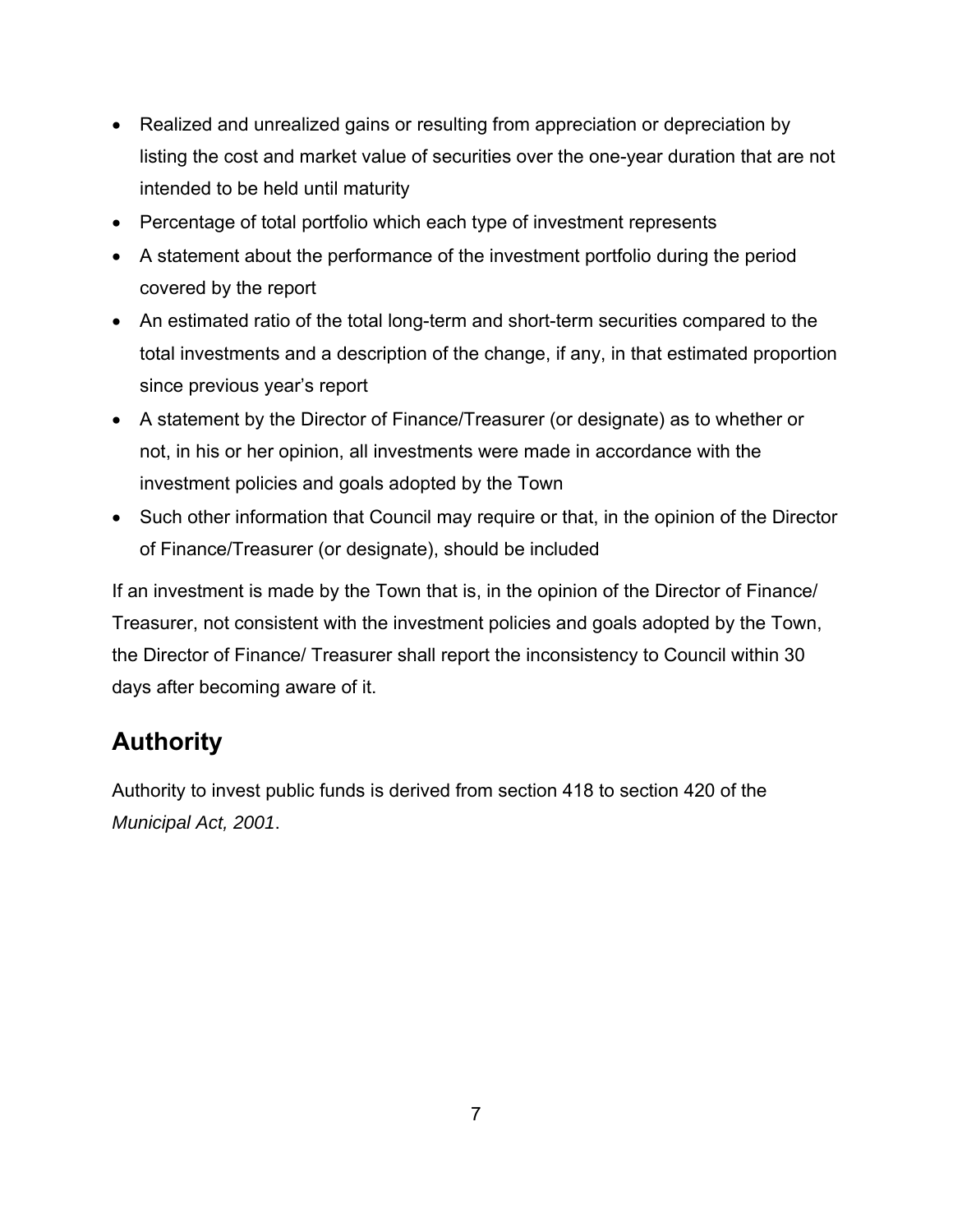- Realized and unrealized gains or resulting from appreciation or depreciation by listing the cost and market value of securities over the one-year duration that are not intended to be held until maturity
- Percentage of total portfolio which each type of investment represents
- A statement about the performance of the investment portfolio during the period covered by the report
- An estimated ratio of the total long-term and short-term securities compared to the total investments and a description of the change, if any, in that estimated proportion since previous year's report
- A statement by the Director of Finance/Treasurer (or designate) as to whether or not, in his or her opinion, all investments were made in accordance with the investment policies and goals adopted by the Town
- Such other information that Council may require or that, in the opinion of the Director of Finance/Treasurer (or designate), should be included

If an investment is made by the Town that is, in the opinion of the Director of Finance/ Treasurer, not consistent with the investment policies and goals adopted by the Town, the Director of Finance/ Treasurer shall report the inconsistency to Council within 30 days after becoming aware of it.

## Authority

Authority to invest public funds is derived from section 418 to section 420 of the *Municipal Act, 2001*.